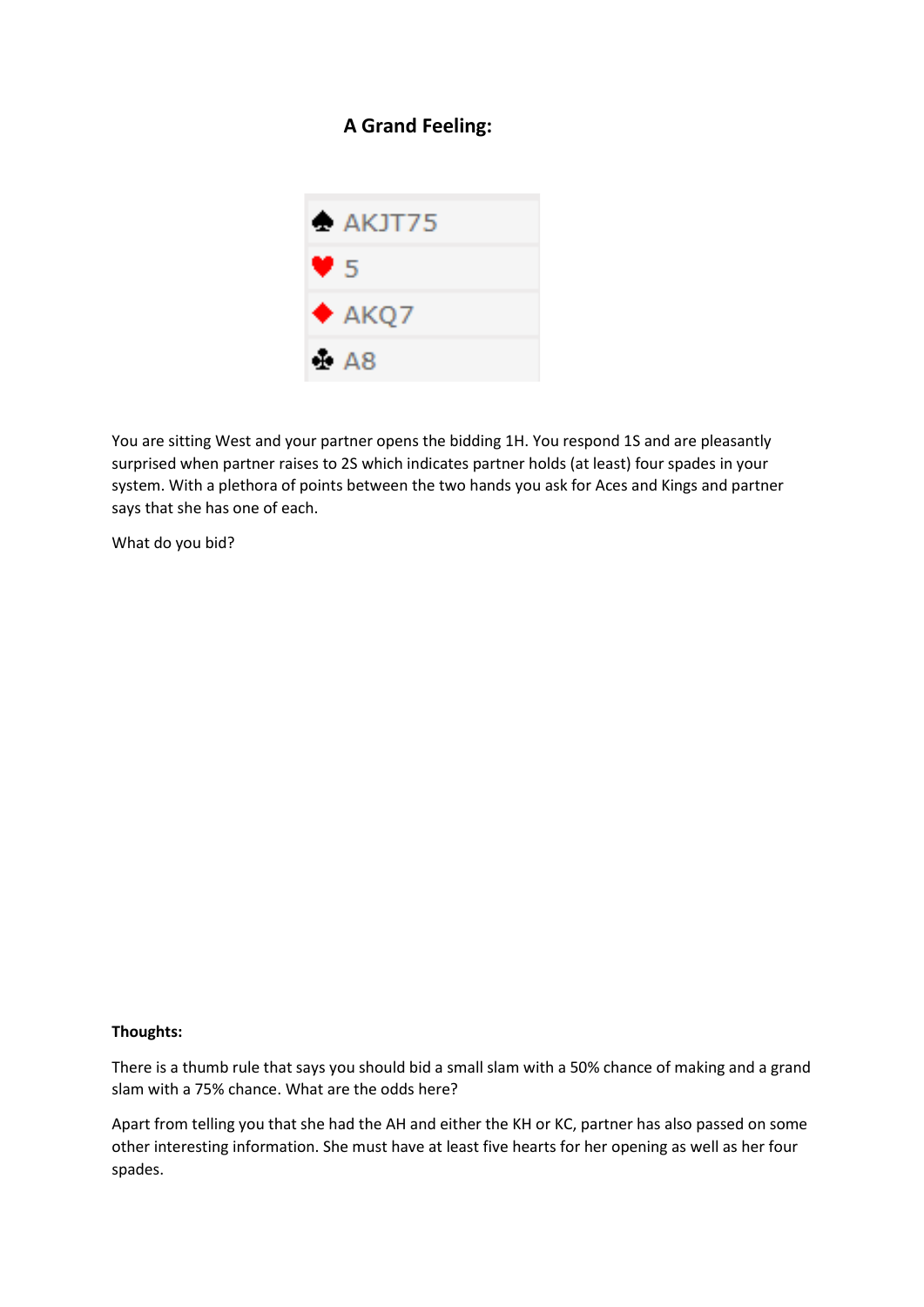## A Grand Feeling:

| | |
|---|---|
| ♠ | AKJT75 |
| ♥ | 5 |
| ♦ | AKQ7 |
| ♣ | A8 |

You are sitting West and your partner opens the bidding 1H. You respond 1S and are pleasantly surprised when partner raises to 2S which indicates partner holds (at least) four spades in your system. With a plethora of points between the two hands you ask for Aces and Kings and partner says that she has one of each.

What do you bid?

**Thoughts:**

There is a thumb rule that says you should bid a small slam with a 50% chance of making and a grand slam with a 75% chance. What are the odds here?

Apart from telling you that she had the AH and either the KH or KC, partner has also passed on some other interesting information. She must have at least five hearts for her opening as well as her four spades.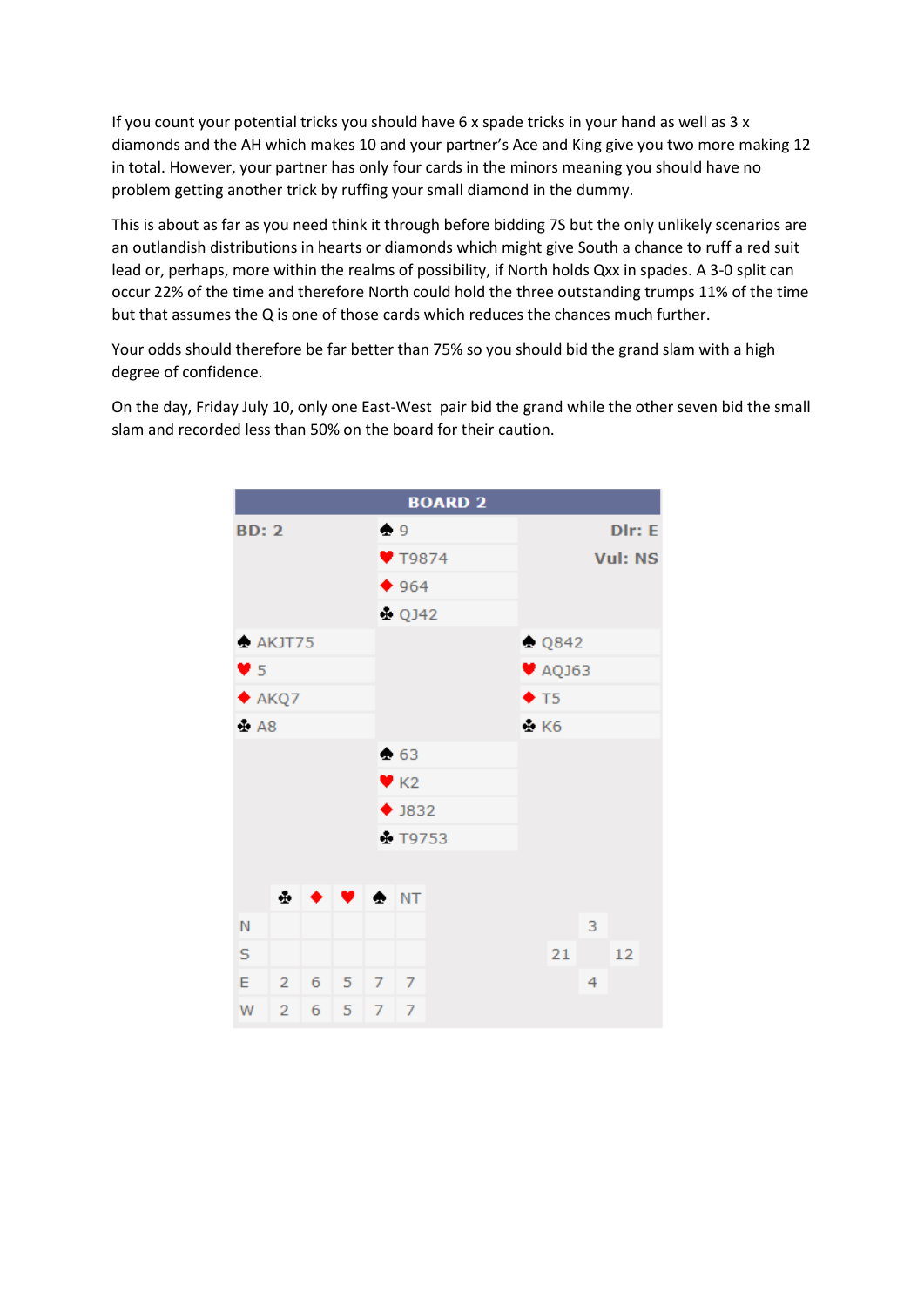If you count your potential tricks you should have 6 x spade tricks in your hand as well as 3 x diamonds and the AH which makes 10 and your partner's Ace and King give you two more making 12 in total. However, your partner has only four cards in the minors meaning you should have no problem getting another trick by ruffing your small diamond in the dummy.

This is about as far as you need think it through before bidding 7S but the only unlikely scenarios are an outlandish distributions in hearts or diamonds which might give South a chance to ruff a red suit lead or, perhaps, more within the realms of possibility, if North holds Qxx in spades. A 3-0 split can occur 22% of the time and therefore North could hold the three outstanding trumps 11% of the time but that assumes the Q is one of those cards which reduces the chances much further.

Your odds should therefore be far better than 75% so you should bid the grand slam with a high degree of confidence.

On the day, Friday July 10, only one East-West pair bid the grand while the other seven bid the small slam and recorded less than 50% on the board for their caution.

**BOARD 2**

BD: 2 — Dlr: E — Vul: NS

North:
♠ 9
♥ T9874
♦ 964
♣ QJ42

West:
♠ AKJT75
♥ 5
♦ AKQ7
♣ A8

East:
♠ Q842
♥ AQJ63
♦ T5
♣ K6

South:
♠ 63
♥ K2
♦ J832
♣ T9753

| | ♣ | ♦ | ♥ | ♠ | NT |
|---|---|---|---|---|---|
| N | | | | | |
| S | | | | | |
| E | 2 | 6 | 5 | 7 | 7 |
| W | 2 | 6 | 5 | 7 | 7 |

3

21 12

4